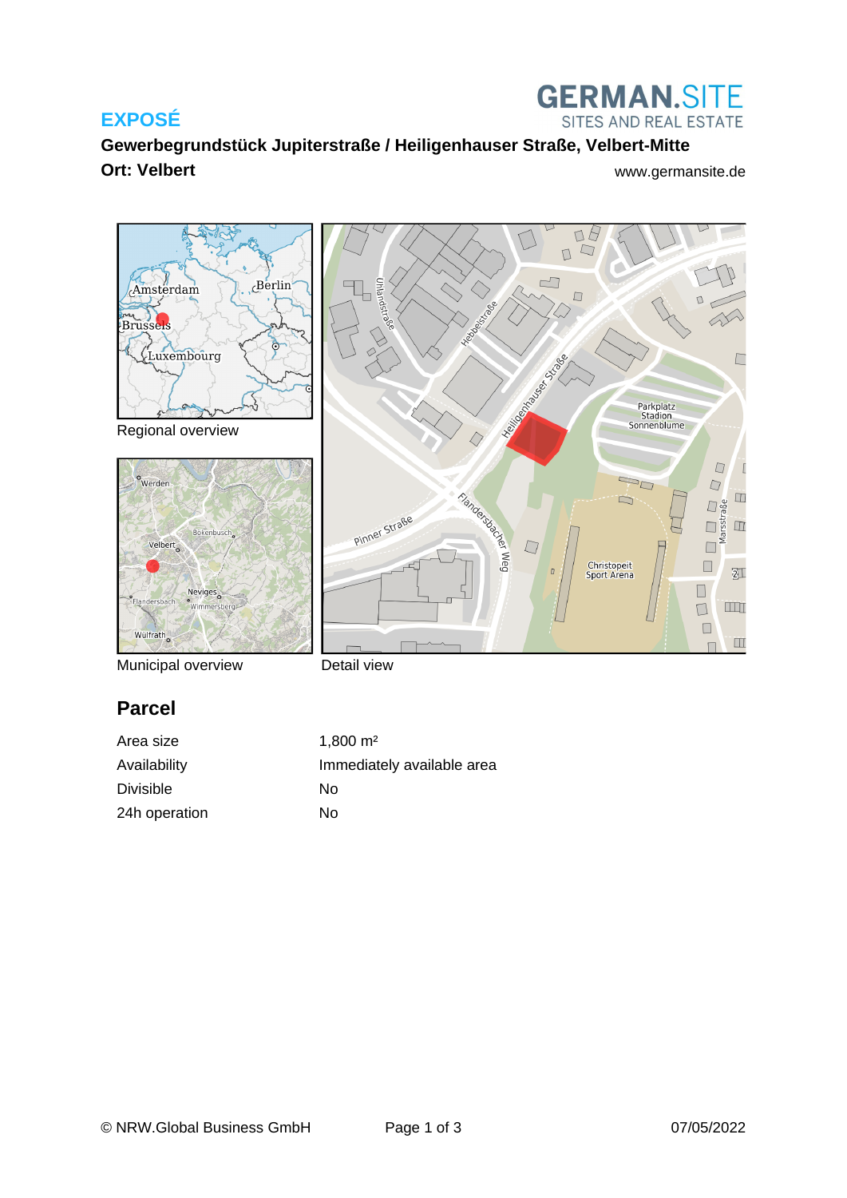**EXPOSÉ**

**GERMAN.SITE**
SITES AND REAL ESTATE

**Gewerbegrundstück Jupiterstraße / Heiligenhauser Straße, Velbert-Mitte**

**Ort: Velbert**

www.germansite.de

Regional overview

Municipal overview

Detail view

## Parcel

| | |
|---|---|
| Area size | 1,800 m² |
| Availability | Immediately available area |
| Divisible | No |
| 24h operation | No |

© NRW.Global Business GmbH

07/05/2022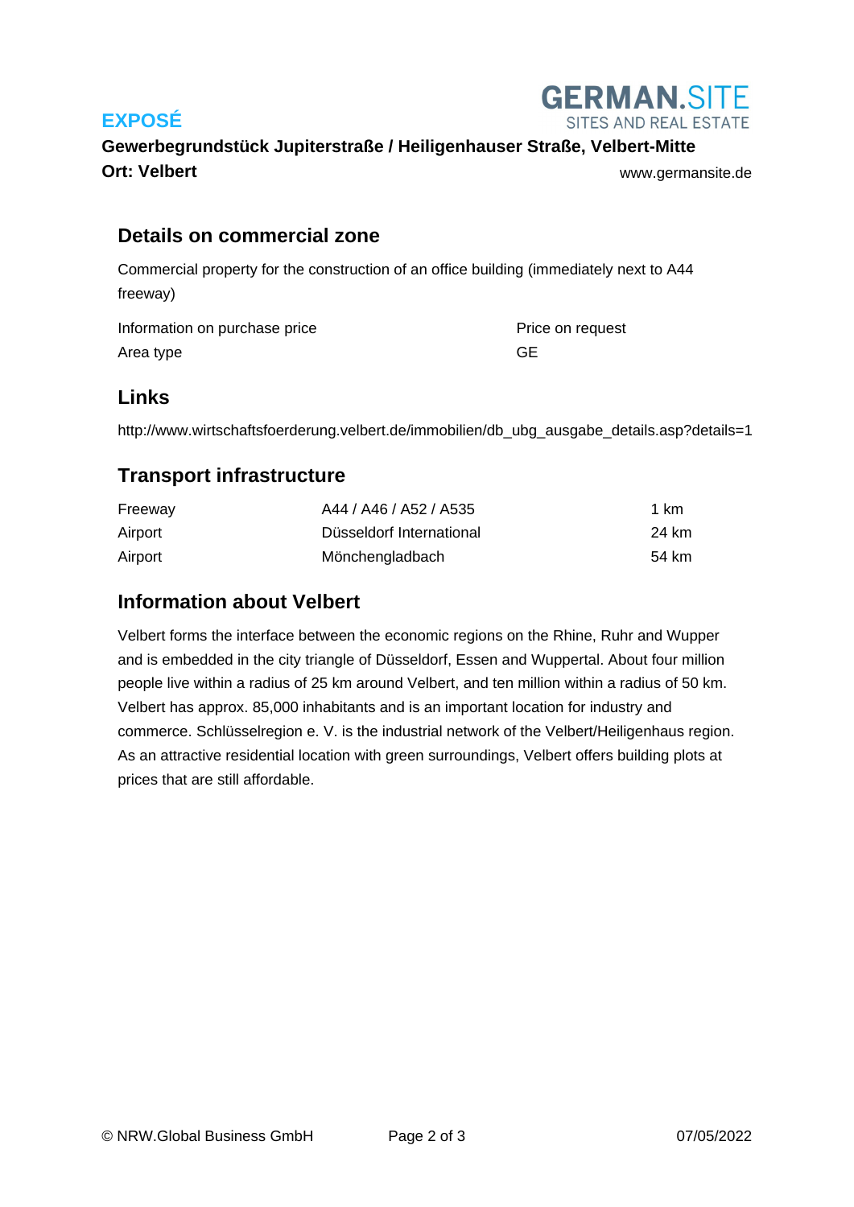## Details on commercial zone

Commercial property for the construction of an office building (immediately next to A44 freeway)

| | |
|---|---|
| Information on purchase price | Price on request |
| Area type | GE |

## Links

http://www.wirtschaftsfoerderung.velbert.de/immobilien/db_ubg_ausgabe_details.asp?details=1

## Transport infrastructure

| | | |
|---|---|---|
| Freeway | A44 / A46 / A52 / A535 | 1 km |
| Airport | Düsseldorf International | 24 km |
| Airport | Mönchengladbach | 54 km |

## Information about Velbert

Velbert forms the interface between the economic regions on the Rhine, Ruhr and Wupper and is embedded in the city triangle of Düsseldorf, Essen and Wuppertal. About four million people live within a radius of 25 km around Velbert, and ten million within a radius of 50 km. Velbert has approx. 85,000 inhabitants and is an important location for industry and commerce. Schlüsselregion e. V. is the industrial network of the Velbert/Heiligenhaus region. As an attractive residential location with green surroundings, Velbert offers building plots at prices that are still affordable.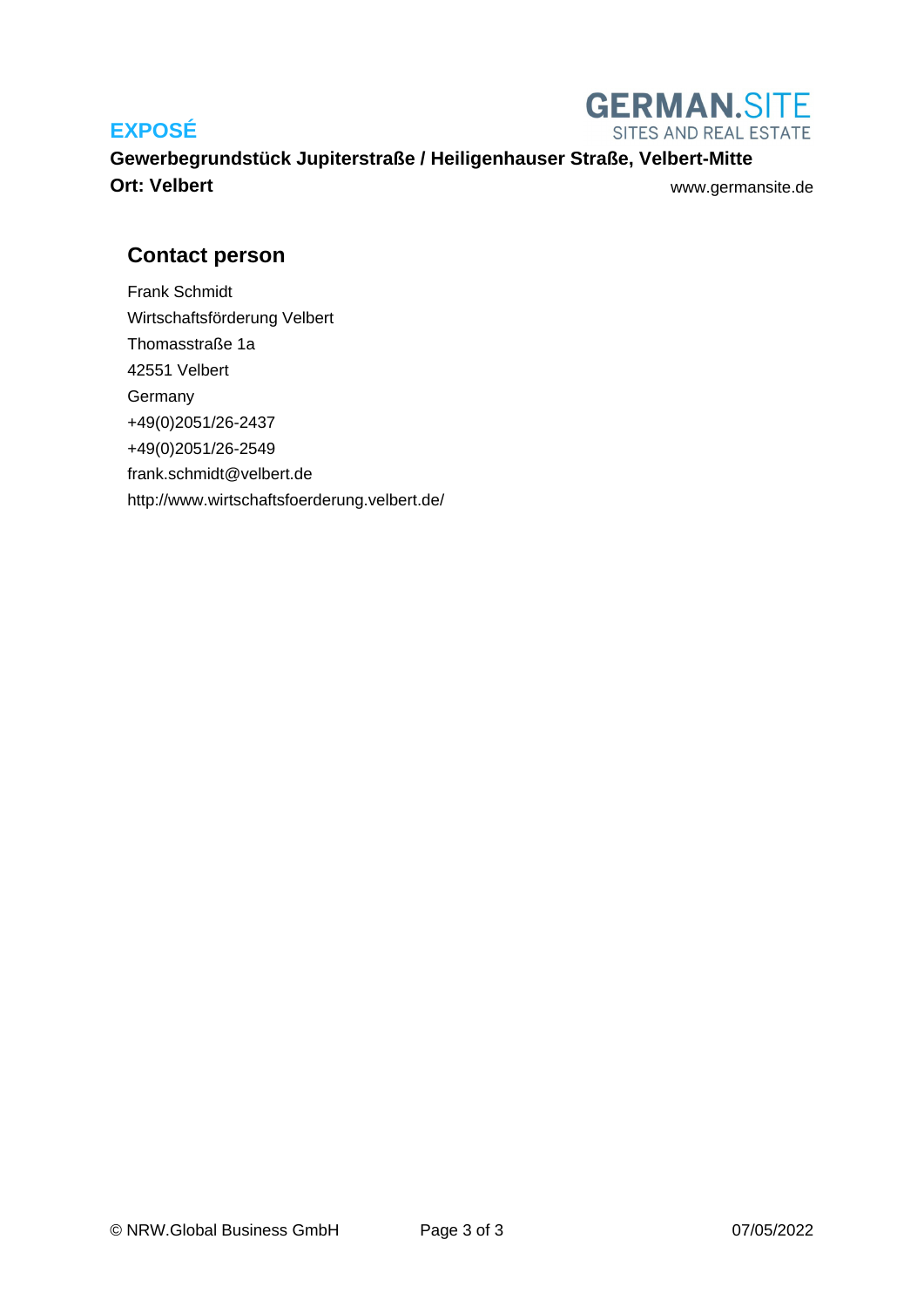## Contact person

Frank Schmidt
Wirtschaftsförderung Velbert
Thomasstraße 1a
42551 Velbert
Germany
+49(0)2051/26-2437
+49(0)2051/26-2549
frank.schmidt@velbert.de
http://www.wirtschaftsfoerderung.velbert.de/